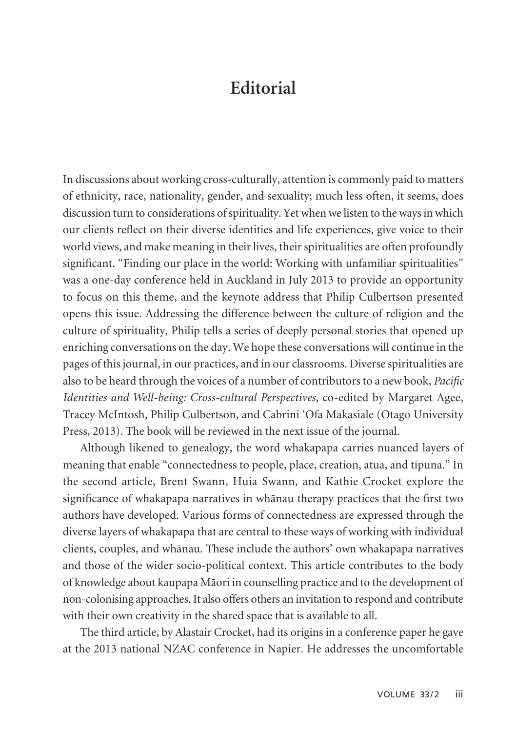# Editorial

In discussions about working cross-culturally, attention is commonly paid to matters of ethnicity, race, nationality, gender, and sexuality; much less often, it seems, does discussion turn to considerations of spirituality. Yet when we listen to the ways in which our clients reflect on their diverse identities and life experiences, give voice to their world views, and make meaning in their lives, their spiritualities are often profoundly significant. "Finding our place in the world: Working with unfamiliar spiritualities" was a one-day conference held in Auckland in July 2013 to provide an opportunity to focus on this theme, and the keynote address that Philip Culbertson presented opens this issue. Addressing the difference between the culture of religion and the culture of spirituality, Philip tells a series of deeply personal stories that opened up enriching conversations on the day. We hope these conversations will continue in the pages of this journal, in our practices, and in our classrooms. Diverse spiritualities are also to be heard through the voices of a number of contributors to a new book, *Pacific Identities and Well-being: Cross-cultural Perspectives*, co-edited by Margaret Agee, Tracey McIntosh, Philip Culbertson, and Cabrini 'Ofa Makasiale (Otago University Press, 2013). The book will be reviewed in the next issue of the journal.

Although likened to genealogy, the word whakapapa carries nuanced layers of meaning that enable "connectedness to people, place, creation, atua, and tīpuna." In the second article, Brent Swann, Huia Swann, and Kathie Crocket explore the significance of whakapapa narratives in whānau therapy practices that the first two authors have developed. Various forms of connectedness are expressed through the diverse layers of whakapapa that are central to these ways of working with individual clients, couples, and whānau. These include the authors' own whakapapa narratives and those of the wider socio-political context. This article contributes to the body of knowledge about kaupapa Māori in counselling practice and to the development of non-colonising approaches. It also offers others an invitation to respond and contribute with their own creativity in the shared space that is available to all.

The third article, by Alastair Crocket, had its origins in a conference paper he gave at the 2013 national NZAC conference in Napier. He addresses the uncomfortable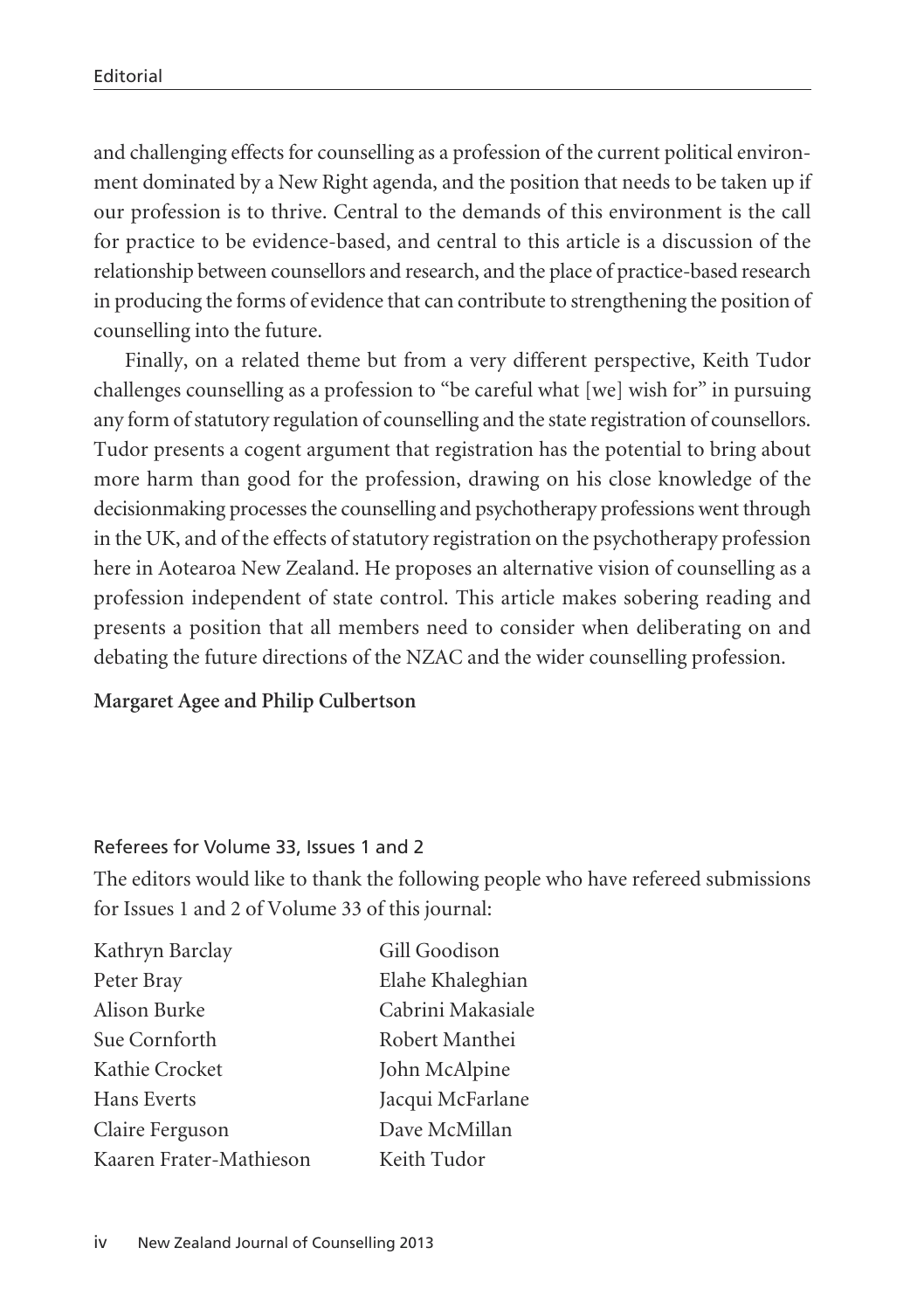and challenging effects for counselling as a profession of the current political environment dominated by a New Right agenda, and the position that needs to be taken up if our profession is to thrive. Central to the demands of this environment is the call for practice to be evidence-based, and central to this article is a discussion of the relationship between counsellors and research, and the place of practice-based research in producing the forms of evidence that can contribute to strengthening the position of counselling into the future.

Finally, on a related theme but from a very different perspective, Keith Tudor challenges counselling as a profession to "be careful what [we] wish for" in pursuing any form of statutory regulation of counselling and the state registration of counsellors. Tudor presents a cogent argument that registration has the potential to bring about more harm than good for the profession, drawing on his close knowledge of the decisionmaking processes the counselling and psychotherapy professions went through in the UK, and of the effects of statutory registration on the psychotherapy profession here in Aotearoa New Zealand. He proposes an alternative vision of counselling as a profession independent of state control. This article makes sobering reading and presents a position that all members need to consider when deliberating on and debating the future directions of the NZAC and the wider counselling profession.

**Margaret Agee and Philip Culbertson**

## Referees for Volume 33, Issues 1 and 2

The editors would like to thank the following people who have refereed submissions for Issues 1 and 2 of Volume 33 of this journal:

| | |
|---|---|
| Kathryn Barclay | Gill Goodison |
| Peter Bray | Elahe Khaleghian |
| Alison Burke | Cabrini Makasiale |
| Sue Cornforth | Robert Manthei |
| Kathie Crocket | John McAlpine |
| Hans Everts | Jacqui McFarlane |
| Claire Ferguson | Dave McMillan |
| Kaaren Frater-Mathieson | Keith Tudor |